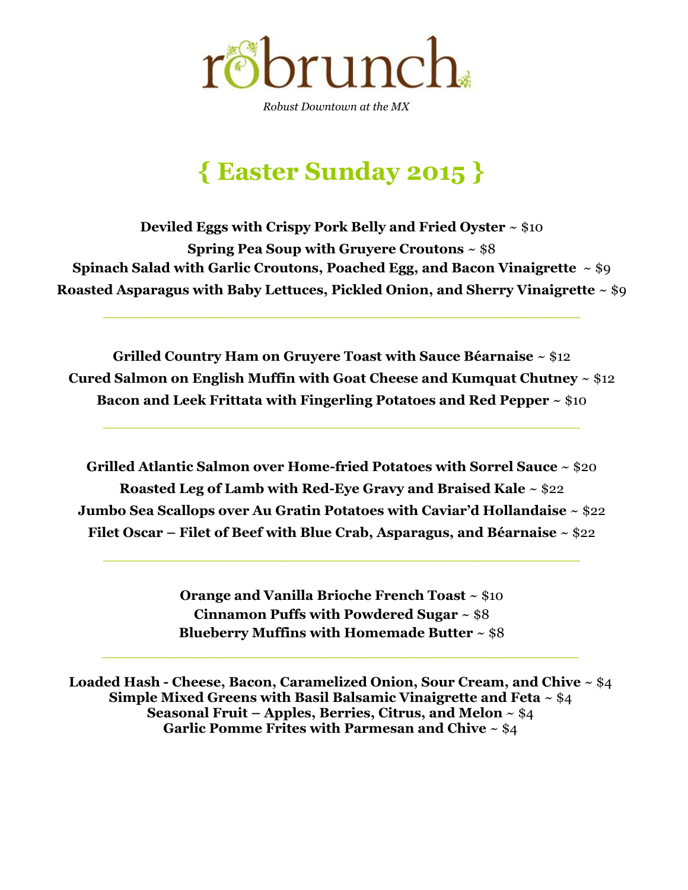# robrunch

*Robust Downtown at the MX*

## { Easter Sunday 2015 }

**Deviled Eggs with Crispy Pork Belly and Fried Oyster** ~ $10
**Spring Pea Soup with Gruyere Croutons** ~ $8
**Spinach Salad with Garlic Croutons, Poached Egg, and Bacon Vinaigrette** ~ $9
**Roasted Asparagus with Baby Lettuces, Pickled Onion, and Sherry Vinaigrette** ~ $9

---

**Grilled Country Ham on Gruyere Toast with Sauce Béarnaise** ~ $12
**Cured Salmon on English Muffin with Goat Cheese and Kumquat Chutney** ~ $12
**Bacon and Leek Frittata with Fingerling Potatoes and Red Pepper** ~ $10

---

**Grilled Atlantic Salmon over Home-fried Potatoes with Sorrel Sauce** ~ $20
**Roasted Leg of Lamb with Red-Eye Gravy and Braised Kale** ~ $22
**Jumbo Sea Scallops over Au Gratin Potatoes with Caviar'd Hollandaise** ~ $22
**Filet Oscar – Filet of Beef with Blue Crab, Asparagus, and Béarnaise** ~ $22

---

**Orange and Vanilla Brioche French Toast** ~ $10
**Cinnamon Puffs with Powdered Sugar** ~ $8
**Blueberry Muffins with Homemade Butter** ~ $8

---

**Loaded Hash - Cheese, Bacon, Caramelized Onion, Sour Cream, and Chive** ~ $4
**Simple Mixed Greens with Basil Balsamic Vinaigrette and Feta** ~ $4
**Seasonal Fruit – Apples, Berries, Citrus, and Melon** ~ $4
**Garlic Pomme Frites with Parmesan and Chive** ~ $4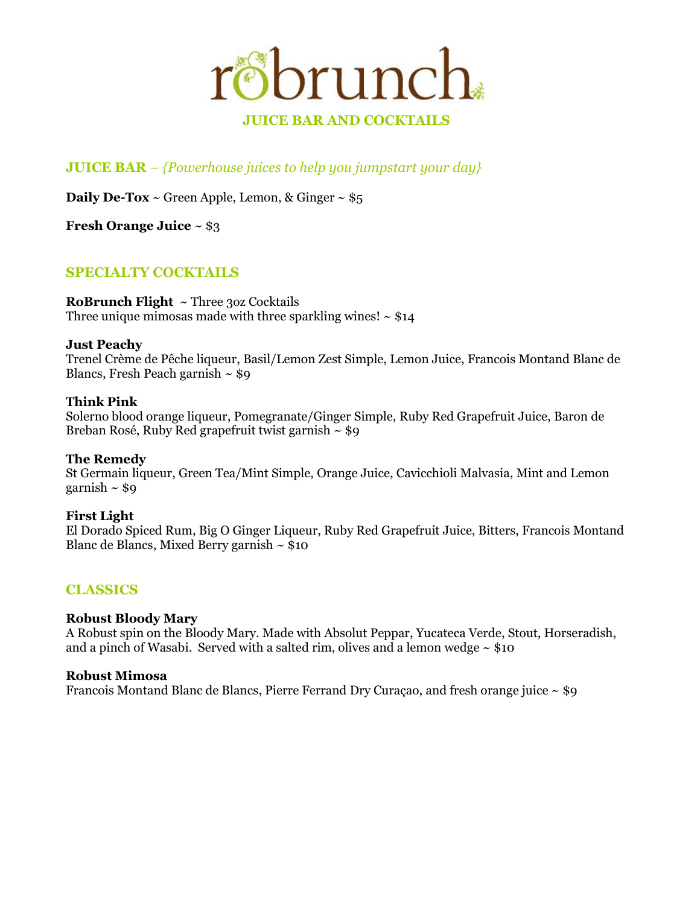# robrunch

## JUICE BAR AND COCKTAILS

## JUICE BAR – *{Powerhouse juices to help you jumpstart your day}*

**Daily De-Tox** ~ Green Apple, Lemon, & Ginger ~ $5

**Fresh Orange Juice** ~ $3

## SPECIALTY COCKTAILS

**RoBrunch Flight** ~ Three 3oz Cocktails
Three unique mimosas made with three sparkling wines! ~ $14

**Just Peachy**
Trenel Crème de Pêche liqueur, Basil/Lemon Zest Simple, Lemon Juice, Francois Montand Blanc de Blancs, Fresh Peach garnish ~ $9

**Think Pink**
Solerno blood orange liqueur, Pomegranate/Ginger Simple, Ruby Red Grapefruit Juice, Baron de Breban Rosé, Ruby Red grapefruit twist garnish ~ $9

**The Remedy**
St Germain liqueur, Green Tea/Mint Simple, Orange Juice, Cavicchioli Malvasia, Mint and Lemon garnish ~ $9

**First Light**
El Dorado Spiced Rum, Big O Ginger Liqueur, Ruby Red Grapefruit Juice, Bitters, Francois Montand Blanc de Blancs, Mixed Berry garnish ~ $10

## CLASSICS

**Robust Bloody Mary**
A Robust spin on the Bloody Mary. Made with Absolut Peppar, Yucateca Verde, Stout, Horseradish, and a pinch of Wasabi. Served with a salted rim, olives and a lemon wedge ~ $10

**Robust Mimosa**
Francois Montand Blanc de Blancs, Pierre Ferrand Dry Curaçao, and fresh orange juice ~ $9